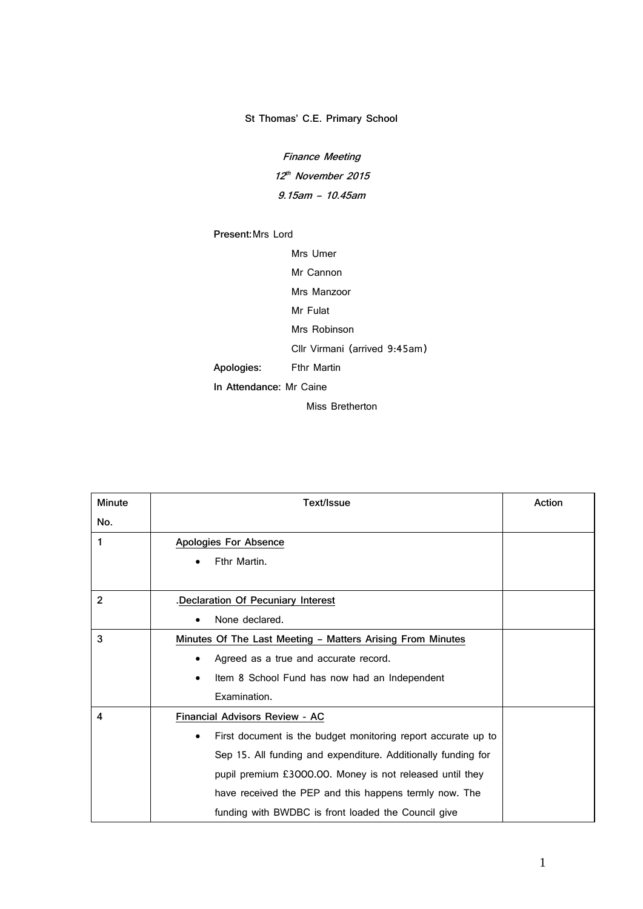**St Thomas' C.E. Primary School**

***Finance Meeting***

***12th November 2015***

***9.15am – 10.45am***

**Present:** Mrs Lord
Mrs Umer
Mr Cannon
Mrs Manzoor
Mr Fulat
Mrs Robinson
Cllr Virmani (arrived 9:45am)

**Apologies:** Fthr Martin

**In Attendance:** Mr Caine
Miss Bretherton

| Minute No. | Text/Issue | Action |
|---|---|---|
| 1 | <u>Apologies For Absence</u><br>• Fthr Martin. | |
| 2 | .<u>Declaration Of Pecuniary Interest</u><br>• None declared. | |
| 3 | <u>Minutes Of The Last Meeting – Matters Arising From Minutes</u><br>• Agreed as a true and accurate record.<br>• Item 8 School Fund has now had an Independent Examination. | |
| 4 | <u>Financial Advisors Review - AC</u><br>• First document is the budget monitoring report accurate up to Sep 15. All funding and expenditure. Additionally funding for pupil premium £3000.00. Money is not released until they have received the PEP and this happens termly now. The funding with BWDBC is front loaded the Council give | |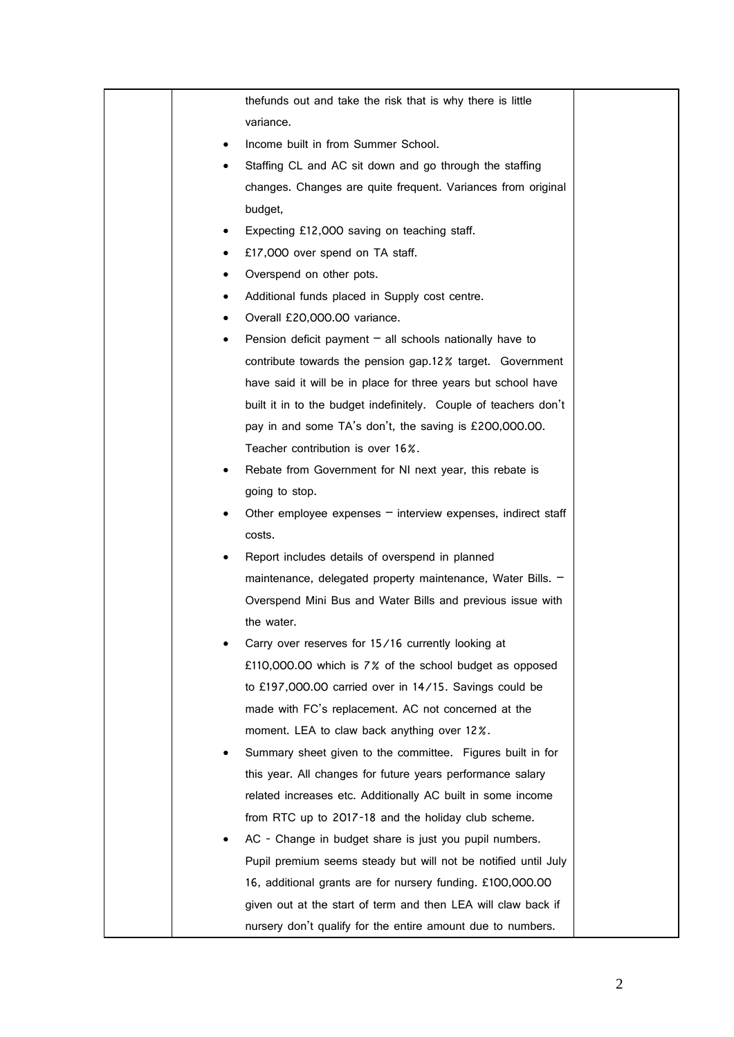| | | |
|---|---|---|
| | thefunds out and take the risk that is why there is little variance.<br>• Income built in from Summer School.<br>• Staffing CL and AC sit down and go through the staffing changes. Changes are quite frequent. Variances from original budget,<br>• Expecting £12,000 saving on teaching staff.<br>• £17,000 over spend on TA staff.<br>• Overspend on other pots.<br>• Additional funds placed in Supply cost centre.<br>• Overall £20,000.00 variance.<br>• Pension deficit payment – all schools nationally have to contribute towards the pension gap.12% target. Government have said it will be in place for three years but school have built it in to the budget indefinitely. Couple of teachers don't pay in and some TA's don't, the saving is £200,000.00. Teacher contribution is over 16%.<br>• Rebate from Government for NI next year, this rebate is going to stop.<br>• Other employee expenses – interview expenses, indirect staff costs.<br>• Report includes details of overspend in planned maintenance, delegated property maintenance, Water Bills. – Overspend Mini Bus and Water Bills and previous issue with the water.<br>• Carry over reserves for 15/16 currently looking at £110,000.00 which is 7% of the school budget as opposed to £197,000.00 carried over in 14/15. Savings could be made with FC's replacement. AC not concerned at the moment. LEA to claw back anything over 12%.<br>• Summary sheet given to the committee. Figures built in for this year. All changes for future years performance salary related increases etc. Additionally AC built in some income from RTC up to 2017-18 and the holiday club scheme.<br>• AC - Change in budget share is just you pupil numbers. Pupil premium seems steady but will not be notified until July 16, additional grants are for nursery funding. £100,000.00 given out at the start of term and then LEA will claw back if nursery don't qualify for the entire amount due to numbers. | |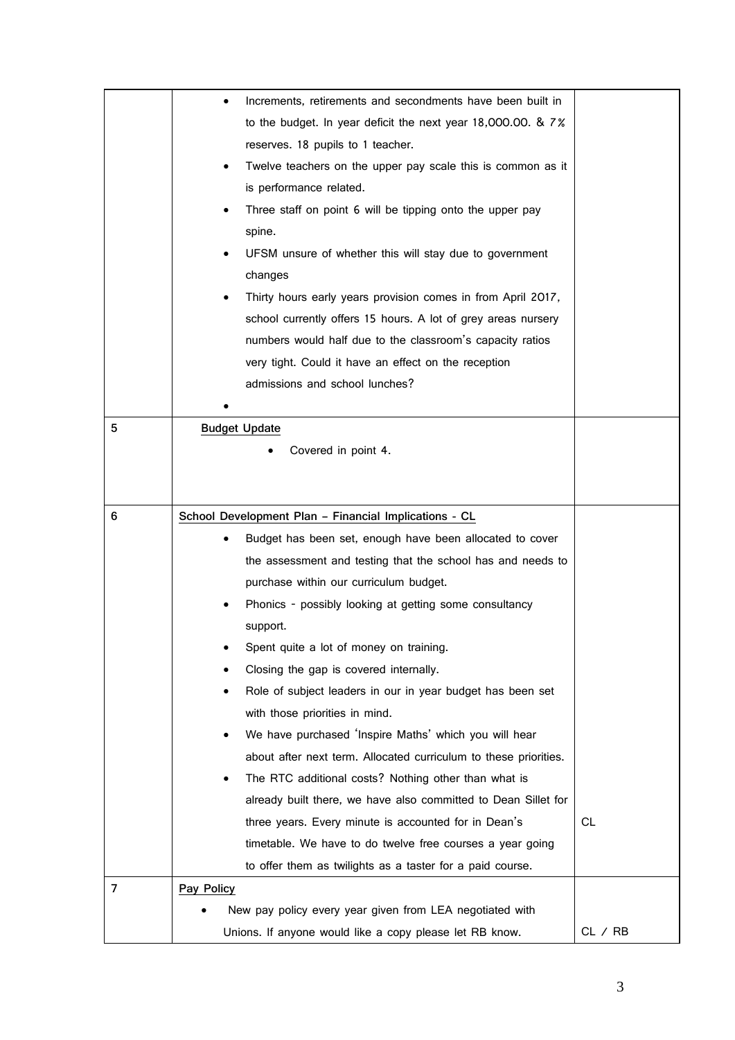|  |  |  |
|---|---|---|
|  | • Increments, retirements and secondments have been built in to the budget. In year deficit the next year 18,000.00. & 7% reserves. 18 pupils to 1 teacher.<br>• Twelve teachers on the upper pay scale this is common as it is performance related.<br>• Three staff on point 6 will be tipping onto the upper pay spine.<br>• UFSM unsure of whether this will stay due to government changes<br>• Thirty hours early years provision comes in from April 2017, school currently offers 15 hours. A lot of grey areas nursery numbers would half due to the classroom's capacity ratios very tight. Could it have an effect on the reception admissions and school lunches?<br>• |  |
| 5 | **Budget Update**<br>• Covered in point 4. |  |
| 6 | **School Development Plan – Financial Implications - CL**<br>• Budget has been set, enough have been allocated to cover the assessment and testing that the school has and needs to purchase within our curriculum budget.<br>• Phonics - possibly looking at getting some consultancy support.<br>• Spent quite a lot of money on training.<br>• Closing the gap is covered internally.<br>• Role of subject leaders in our in year budget has been set with those priorities in mind.<br>• We have purchased 'Inspire Maths' which you will hear about after next term. Allocated curriculum to these priorities.<br>• The RTC additional costs? Nothing other than what is already built there, we have also committed to Dean Sillet for three years. Every minute is accounted for in Dean's timetable. We have to do twelve free courses a year going to offer them as twilights as a taster for a paid course. | CL |
| 7 | **Pay Policy**<br>• New pay policy every year given from LEA negotiated with Unions. If anyone would like a copy please let RB know. | CL / RB |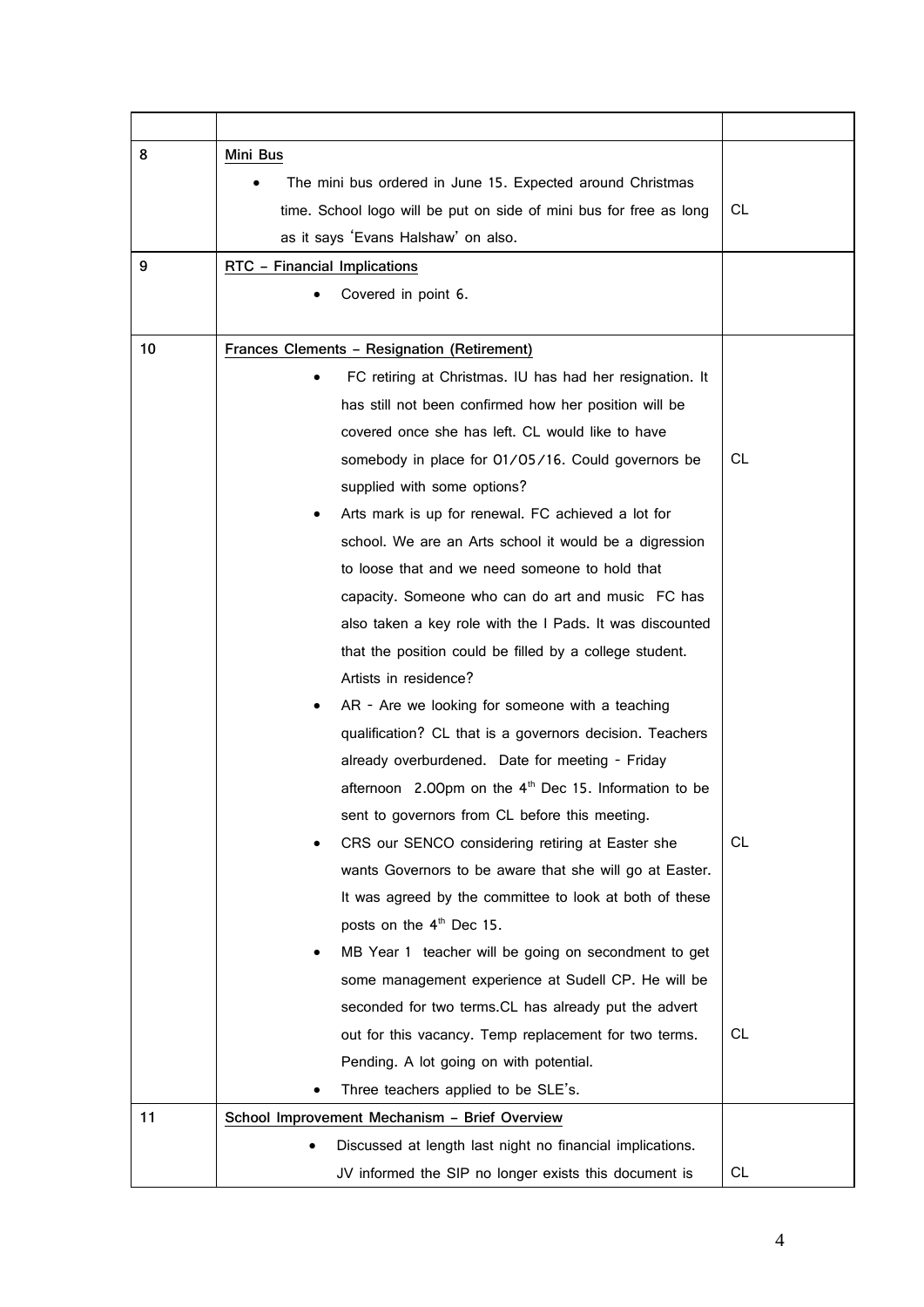| | | |
|---|---|---|
| 8 | **Mini Bus**<br>• The mini bus ordered in June 15. Expected around Christmas time. School logo will be put on side of mini bus for free as long as it says 'Evans Halshaw' on also. | CL |
| 9 | **RTC – Financial Implications**<br>• Covered in point 6. | |
| 10 | **Frances Clements – Resignation (Retirement)**<br>• FC retiring at Christmas. IU has had her resignation. It has still not been confirmed how her position will be covered once she has left. CL would like to have somebody in place for 01/05/16. Could governors be supplied with some options?<br>• Arts mark is up for renewal. FC achieved a lot for school. We are an Arts school it would be a digression to loose that and we need someone to hold that capacity. Someone who can do art and music FC has also taken a key role with the I Pads. It was discounted that the position could be filled by a college student. Artists in residence?<br>• AR - Are we looking for someone with a teaching qualification? CL that is a governors decision. Teachers already overburdened. Date for meeting - Friday afternoon 2.00pm on the 4th Dec 15. Information to be sent to governors from CL before this meeting.<br>• CRS our SENCO considering retiring at Easter she wants Governors to be aware that she will go at Easter. It was agreed by the committee to look at both of these posts on the 4th Dec 15.<br>• MB Year 1 teacher will be going on secondment to get some management experience at Sudell CP. He will be seconded for two terms.CL has already put the advert out for this vacancy. Temp replacement for two terms. Pending. A lot going on with potential.<br>• Three teachers applied to be SLE's. | CL<br><br>CL<br><br>CL |
| 11 | **School Improvement Mechanism – Brief Overview**<br>• Discussed at length last night no financial implications. JV informed the SIP no longer exists this document is | CL |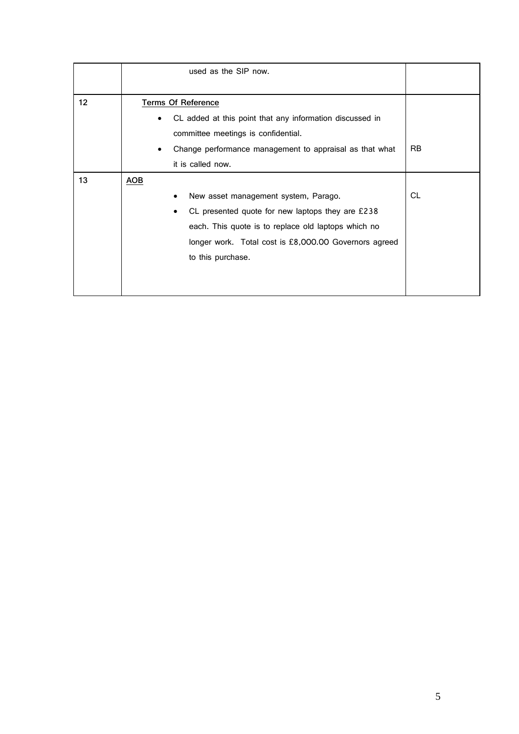| | | |
|---|---|---|
| | used as the SIP now. | |
| 12 | **Terms Of Reference**<br>• CL added at this point that any information discussed in committee meetings is confidential.<br>• Change performance management to appraisal as that what it is called now. | RB |
| 13 | **AOB**<br>• New asset management system, Parago.<br>• CL presented quote for new laptops they are £238 each. This quote is to replace old laptops which no longer work. Total cost is £8,000.00 Governors agreed to this purchase. | CL |